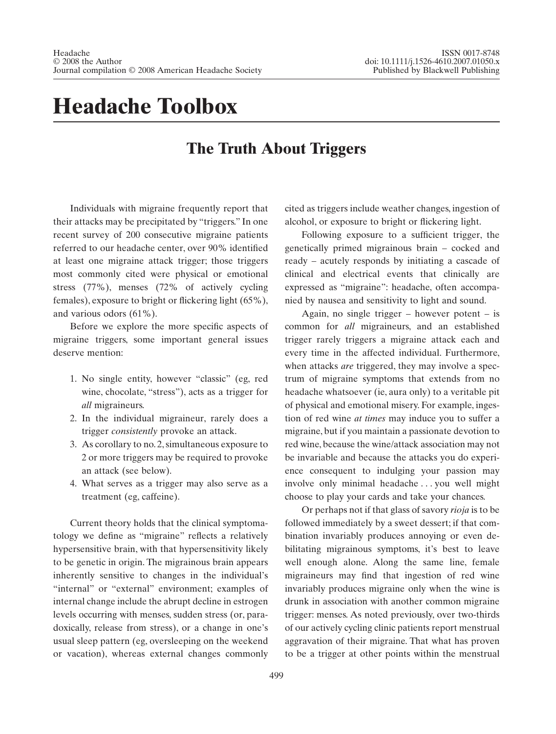# Headache Toolbox

## The Truth About Triggers

Individuals with migraine frequently report that their attacks may be precipitated by "triggers." In one recent survey of 200 consecutive migraine patients referred to our headache center, over 90% identified at least one migraine attack trigger; those triggers most commonly cited were physical or emotional stress (77%), menses (72% of actively cycling females), exposure to bright or flickering light (65%), and various odors (61%).

Before we explore the more specific aspects of migraine triggers, some important general issues deserve mention:

1. No single entity, however "classic" (eg, red wine, chocolate, "stress"), acts as a trigger for *all* migraineurs.
2. In the individual migraineur, rarely does a trigger *consistently* provoke an attack.
3. As corollary to no. 2, simultaneous exposure to 2 or more triggers may be required to provoke an attack (see below).
4. What serves as a trigger may also serve as a treatment (eg, caffeine).

Current theory holds that the clinical symptomatology we define as "migraine" reflects a relatively hypersensitive brain, with that hypersensitivity likely to be genetic in origin. The migrainous brain appears inherently sensitive to changes in the individual's "internal" or "external" environment; examples of internal change include the abrupt decline in estrogen levels occurring with menses, sudden stress (or, paradoxically, release from stress), or a change in one's usual sleep pattern (eg, oversleeping on the weekend or vacation), whereas external changes commonly cited as triggers include weather changes, ingestion of alcohol, or exposure to bright or flickering light.

Following exposure to a sufficient trigger, the genetically primed migrainous brain – cocked and ready – acutely responds by initiating a cascade of clinical and electrical events that clinically are expressed as "migraine": headache, often accompanied by nausea and sensitivity to light and sound.

Again, no single trigger – however potent – is common for *all* migraineurs, and an established trigger rarely triggers a migraine attack each and every time in the affected individual. Furthermore, when attacks *are* triggered, they may involve a spectrum of migraine symptoms that extends from no headache whatsoever (ie, aura only) to a veritable pit of physical and emotional misery. For example, ingestion of red wine *at times* may induce you to suffer a migraine, but if you maintain a passionate devotion to red wine, because the wine/attack association may not be invariable and because the attacks you do experience consequent to indulging your passion may involve only minimal headache . . . you well might choose to play your cards and take your chances.

Or perhaps not if that glass of savory *rioja* is to be followed immediately by a sweet dessert; if that combination invariably produces annoying or even debilitating migrainous symptoms, it's best to leave well enough alone. Along the same line, female migraineurs may find that ingestion of red wine invariably produces migraine only when the wine is drunk in association with another common migraine trigger: menses. As noted previously, over two-thirds of our actively cycling clinic patients report menstrual aggravation of their migraine. That what has proven to be a trigger at other points within the menstrual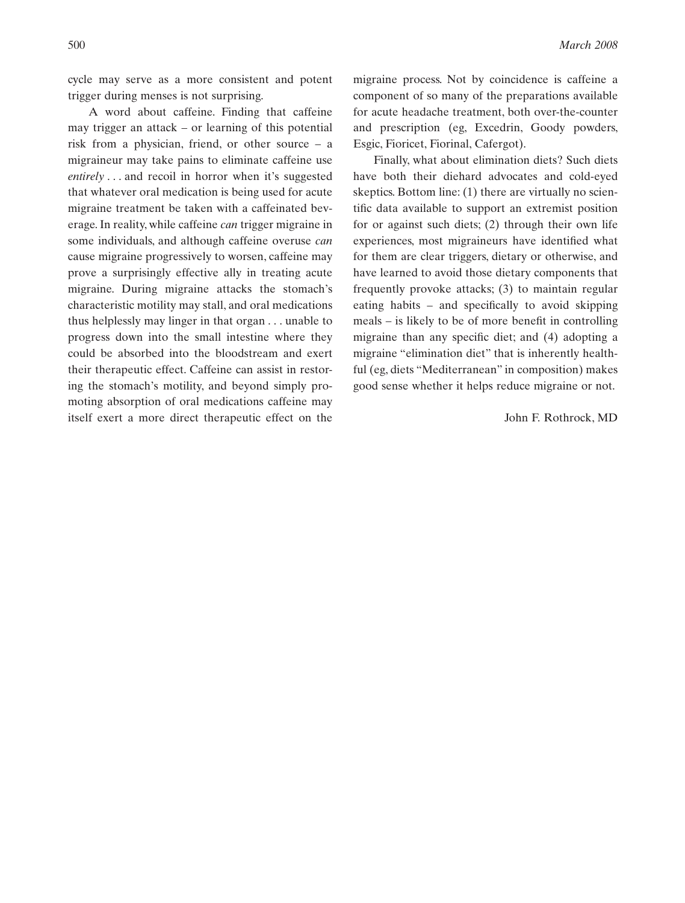cycle may serve as a more consistent and potent trigger during menses is not surprising.

A word about caffeine. Finding that caffeine may trigger an attack – or learning of this potential risk from a physician, friend, or other source – a migraineur may take pains to eliminate caffeine use *entirely* . . . and recoil in horror when it's suggested that whatever oral medication is being used for acute migraine treatment be taken with a caffeinated beverage. In reality, while caffeine *can* trigger migraine in some individuals, and although caffeine overuse *can* cause migraine progressively to worsen, caffeine may prove a surprisingly effective ally in treating acute migraine. During migraine attacks the stomach's characteristic motility may stall, and oral medications thus helplessly may linger in that organ . . . unable to progress down into the small intestine where they could be absorbed into the bloodstream and exert their therapeutic effect. Caffeine can assist in restoring the stomach's motility, and beyond simply promoting absorption of oral medications caffeine may itself exert a more direct therapeutic effect on the migraine process. Not by coincidence is caffeine a component of so many of the preparations available for acute headache treatment, both over-the-counter and prescription (eg, Excedrin, Goody powders, Esgic, Fioricet, Fiorinal, Cafergot).

Finally, what about elimination diets? Such diets have both their diehard advocates and cold-eyed skeptics. Bottom line: (1) there are virtually no scientific data available to support an extremist position for or against such diets; (2) through their own life experiences, most migraineurs have identified what for them are clear triggers, dietary or otherwise, and have learned to avoid those dietary components that frequently provoke attacks; (3) to maintain regular eating habits – and specifically to avoid skipping meals – is likely to be of more benefit in controlling migraine than any specific diet; and (4) adopting a migraine "elimination diet" that is inherently healthful (eg, diets "Mediterranean" in composition) makes good sense whether it helps reduce migraine or not.

John F. Rothrock, MD